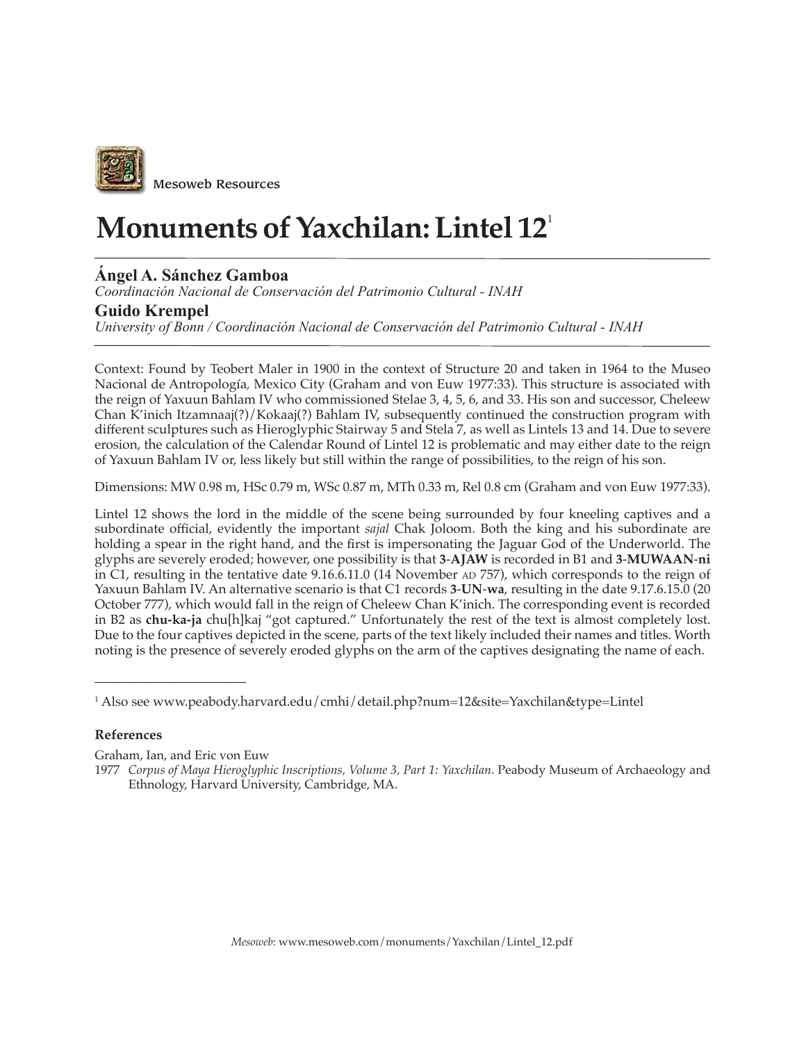Mesoweb Resources

# Monuments of Yaxchilan: Lintel 12[1]

**Ángel A. Sánchez Gamboa**
*Coordinación Nacional de Conservación del Patrimonio Cultural - INAH*

**Guido Krempel**
*University of Bonn / Coordinación Nacional de Conservación del Patrimonio Cultural - INAH*

Context: Found by Teobert Maler in 1900 in the context of Structure 20 and taken in 1964 to the Museo Nacional de Antropología, Mexico City (Graham and von Euw 1977:33). This structure is associated with the reign of Yaxuun Bahlam IV who commissioned Stelae 3, 4, 5, 6, and 33. His son and successor, Cheleew Chan K'inich Itzamnaaj(?)/Kokaaj(?) Bahlam IV, subsequently continued the construction program with different sculptures such as Hieroglyphic Stairway 5 and Stela 7, as well as Lintels 13 and 14. Due to severe erosion, the calculation of the Calendar Round of Lintel 12 is problematic and may either date to the reign of Yaxuun Bahlam IV or, less likely but still within the range of possibilities, to the reign of his son.

Dimensions: MW 0.98 m, HSc 0.79 m, WSc 0.87 m, MTh 0.33 m, Rel 0.8 cm (Graham and von Euw 1977:33).

Lintel 12 shows the lord in the middle of the scene being surrounded by four kneeling captives and a subordinate official, evidently the important *sajal* Chak Joloom. Both the king and his subordinate are holding a spear in the right hand, and the first is impersonating the Jaguar God of the Underworld. The glyphs are severely eroded; however, one possibility is that **3-AJAW** is recorded in B1 and **3-MUWAAN-ni** in C1, resulting in the tentative date 9.16.6.11.0 (14 November AD 757), which corresponds to the reign of Yaxuun Bahlam IV. An alternative scenario is that C1 records **3-UN-wa**, resulting in the date 9.17.6.15.0 (20 October 777), which would fall in the reign of Cheleew Chan K'inich. The corresponding event is recorded in B2 as **chu-ka-ja** chu[h]kaj "got captured." Unfortunately the rest of the text is almost completely lost. Due to the four captives depicted in the scene, parts of the text likely included their names and titles. Worth noting is the presence of severely eroded glyphs on the arm of the captives designating the name of each.

---

[1] Also see www.peabody.harvard.edu/cmhi/detail.php?num=12&site=Yaxchilan&type=Lintel

**References**

Graham, Ian, and Eric von Euw

1977 *Corpus of Maya Hieroglyphic Inscriptions, Volume 3, Part 1: Yaxchilan*. Peabody Museum of Archaeology and Ethnology, Harvard University, Cambridge, MA.

*Mesoweb*: www.mesoweb.com/monuments/Yaxchilan/Lintel_12.pdf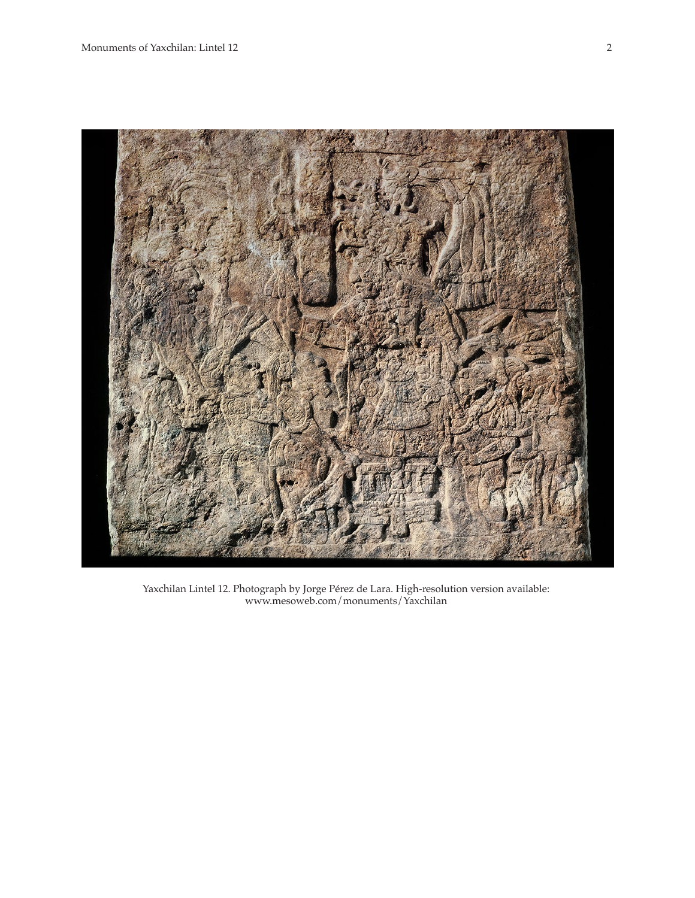Yaxchilan Lintel 12. Photograph by Jorge Pérez de Lara. High-resolution version available: www.mesoweb.com/monuments/Yaxchilan